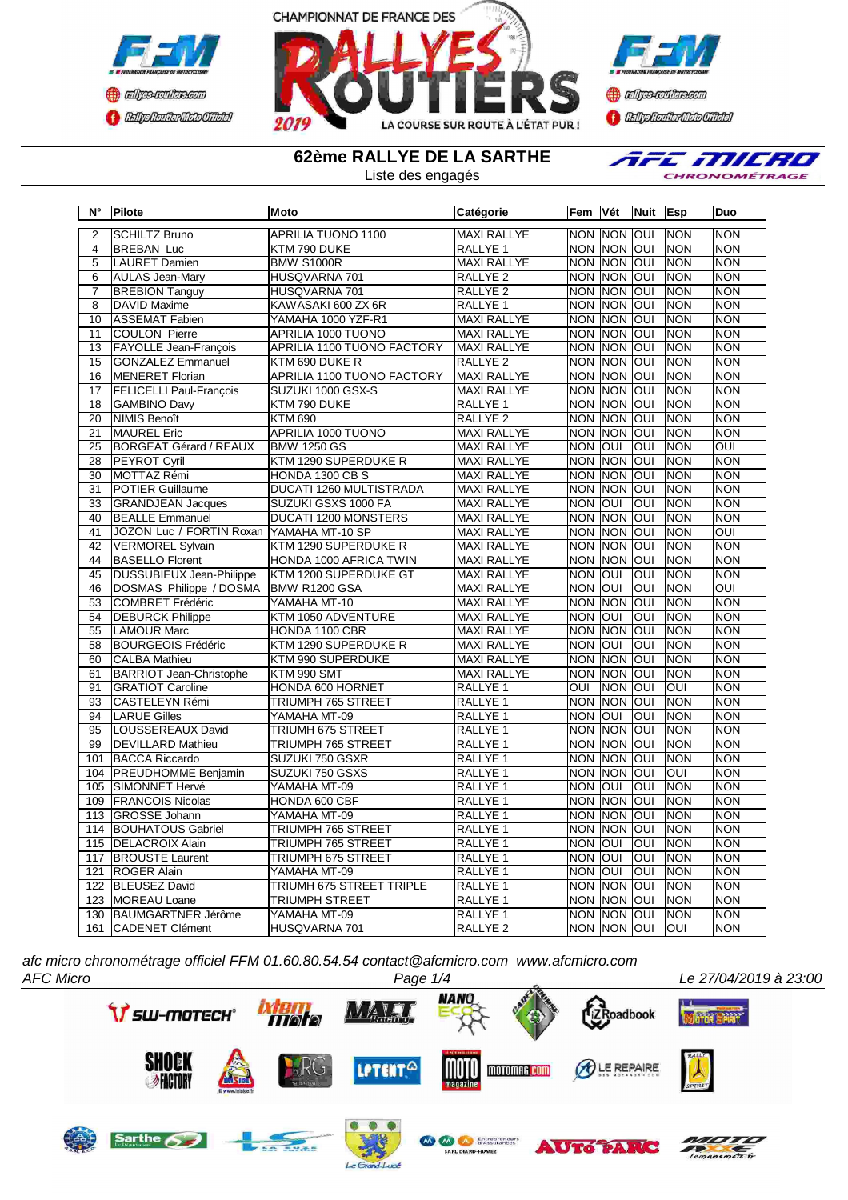CHAMPIONNAT DE FRANCE DES RALLYES ROUTIERS 2019

LA COURSE SUR ROUTE À L'ÉTAT PUR !

# 62ème RALLYE DE LA SARTHE

Liste des engagés

| N° | Pilote | Moto | Catégorie | Fem | Vét | Nuit | Esp | Duo |
|---|---|---|---|---|---|---|---|---|
| 2 | SCHILTZ Bruno | APRILIA TUONO 1100 | MAXI RALLYE | NON | NON | OUI | NON | NON |
| 4 | BREBAN Luc | KTM 790 DUKE | RALLYE 1 | NON | NON | OUI | NON | NON |
| 5 | LAURET Damien | BMW S1000R | MAXI RALLYE | NON | NON | OUI | NON | NON |
| 6 | AULAS Jean-Mary | HUSQVARNA 701 | RALLYE 2 | NON | NON | OUI | NON | NON |
| 7 | BREBION Tanguy | HUSQVARNA 701 | RALLYE 2 | NON | NON | OUI | NON | NON |
| 8 | DAVID Maxime | KAWASAKI 600 ZX 6R | RALLYE 1 | NON | NON | OUI | NON | NON |
| 10 | ASSEMAT Fabien | YAMAHA 1000 YZF-R1 | MAXI RALLYE | NON | NON | OUI | NON | NON |
| 11 | COULON Pierre | APRILIA 1000 TUONO | MAXI RALLYE | NON | NON | OUI | NON | NON |
| 13 | FAYOLLE Jean-François | APRILIA 1100 TUONO FACTORY | MAXI RALLYE | NON | NON | OUI | NON | NON |
| 15 | GONZALEZ Emmanuel | KTM 690 DUKE R | RALLYE 2 | NON | NON | OUI | NON | NON |
| 16 | MENERET Florian | APRILIA 1100 TUONO FACTORY | MAXI RALLYE | NON | NON | OUI | NON | NON |
| 17 | FELICELLI Paul-François | SUZUKI 1000 GSX-S | MAXI RALLYE | NON | NON | OUI | NON | NON |
| 18 | GAMBINO Davy | KTM 790 DUKE | RALLYE 1 | NON | NON | OUI | NON | NON |
| 20 | NIMIS Benoît | KTM 690 | RALLYE 2 | NON | NON | OUI | NON | NON |
| 21 | MAUREL Eric | APRILIA 1000 TUONO | MAXI RALLYE | NON | NON | OUI | NON | NON |
| 25 | BORGEAT Gérard / REAUX | BMW 1250 GS | MAXI RALLYE | NON | OUI | OUI | NON | OUI |
| 28 | PEYROT Cyril | KTM 1290 SUPERDUKE R | MAXI RALLYE | NON | NON | OUI | NON | NON |
| 30 | MOTTAZ Rémi | HONDA 1300 CB S | MAXI RALLYE | NON | NON | OUI | NON | NON |
| 31 | POTIER Guillaume | DUCATI 1260 MULTISTRADA | MAXI RALLYE | NON | NON | OUI | NON | NON |
| 33 | GRANDJEAN Jacques | SUZUKI GSXS 1000 FA | MAXI RALLYE | NON | OUI | OUI | NON | NON |
| 40 | BEALLE Emmanuel | DUCATI 1200 MONSTERS | MAXI RALLYE | NON | NON | OUI | NON | NON |
| 41 | JOZON Luc / FORTIN Roxan | YAMAHA MT-10 SP | MAXI RALLYE | NON | NON | OUI | NON | OUI |
| 42 | VERMOREL Sylvain | KTM 1290 SUPERDUKE R | MAXI RALLYE | NON | NON | OUI | NON | NON |
| 44 | BASELLO Florent | HONDA 1000 AFRICA TWIN | MAXI RALLYE | NON | NON | OUI | NON | NON |
| 45 | DUSSUBIEUX Jean-Philippe | KTM 1200 SUPERDUKE GT | MAXI RALLYE | NON | OUI | OUI | NON | NON |
| 46 | DOSMAS Philippe / DOSMA | BMW R1200 GSA | MAXI RALLYE | NON | OUI | OUI | NON | OUI |
| 53 | COMBRET Frédéric | YAMAHA MT-10 | MAXI RALLYE | NON | NON | OUI | NON | NON |
| 54 | DEBURCK Philippe | KTM 1050 ADVENTURE | MAXI RALLYE | NON | OUI | OUI | NON | NON |
| 55 | LAMOUR Marc | HONDA 1100 CBR | MAXI RALLYE | NON | NON | OUI | NON | NON |
| 58 | BOURGEOIS Frédéric | KTM 1290 SUPERDUKE R | MAXI RALLYE | NON | OUI | OUI | NON | NON |
| 60 | CALBA Mathieu | KTM 990 SUPERDUKE | MAXI RALLYE | NON | NON | OUI | NON | NON |
| 61 | BARRIOT Jean-Christophe | KTM 990 SMT | MAXI RALLYE | NON | NON | OUI | NON | NON |
| 91 | GRATIOT Caroline | HONDA 600 HORNET | RALLYE 1 | OUI | NON | OUI | OUI | NON |
| 93 | CASTELEYN Rémi | TRIUMPH 765 STREET | RALLYE 1 | NON | NON | OUI | NON | NON |
| 94 | LARUE Gilles | YAMAHA MT-09 | RALLYE 1 | NON | OUI | OUI | NON | NON |
| 95 | LOUSSEREAUX David | TRIUMH 675 STREET | RALLYE 1 | NON | NON | OUI | NON | NON |
| 99 | DEVILLARD Mathieu | TRIUMPH 765 STREET | RALLYE 1 | NON | NON | OUI | NON | NON |
| 101 | BACCA Riccardo | SUZUKI 750 GSXR | RALLYE 1 | NON | NON | OUI | NON | NON |
| 104 | PREUDHOMME Benjamin | SUZUKI 750 GSXS | RALLYE 1 | NON | NON | OUI | OUI | NON |
| 105 | SIMONNET Hervé | YAMAHA MT-09 | RALLYE 1 | NON | OUI | OUI | NON | NON |
| 109 | FRANCOIS Nicolas | HONDA 600 CBF | RALLYE 1 | NON | NON | OUI | NON | NON |
| 113 | GROSSE Johann | YAMAHA MT-09 | RALLYE 1 | NON | NON | OUI | NON | NON |
| 114 | BOUHATOUS Gabriel | TRIUMPH 765 STREET | RALLYE 1 | NON | NON | OUI | NON | NON |
| 115 | DELACROIX Alain | TRIUMPH 765 STREET | RALLYE 1 | NON | OUI | OUI | NON | NON |
| 117 | BROUSTE Laurent | TRIUMPH 675 STREET | RALLYE 1 | NON | OUI | OUI | NON | NON |
| 121 | ROGER Alain | YAMAHA MT-09 | RALLYE 1 | NON | OUI | OUI | NON | NON |
| 122 | BLEUSEZ David | TRIUMH 675 STREET TRIPLE | RALLYE 1 | NON | NON | OUI | NON | NON |
| 123 | MOREAU Loane | TRIUMPH STREET | RALLYE 1 | NON | NON | OUI | NON | NON |
| 130 | BAUMGARTNER Jérôme | YAMAHA MT-09 | RALLYE 1 | NON | NON | OUI | NON | NON |
| 161 | CADENET Clément | HUSQVARNA 701 | RALLYE 2 | NON | NON | OUI | OUI | NON |

*afc micro chronométrage officiel FFM 01.60.80.54.54 contact@afcmicro.com www.afcmicro.com*

*AFC Micro* — *Le 27/04/2019 à 23:00*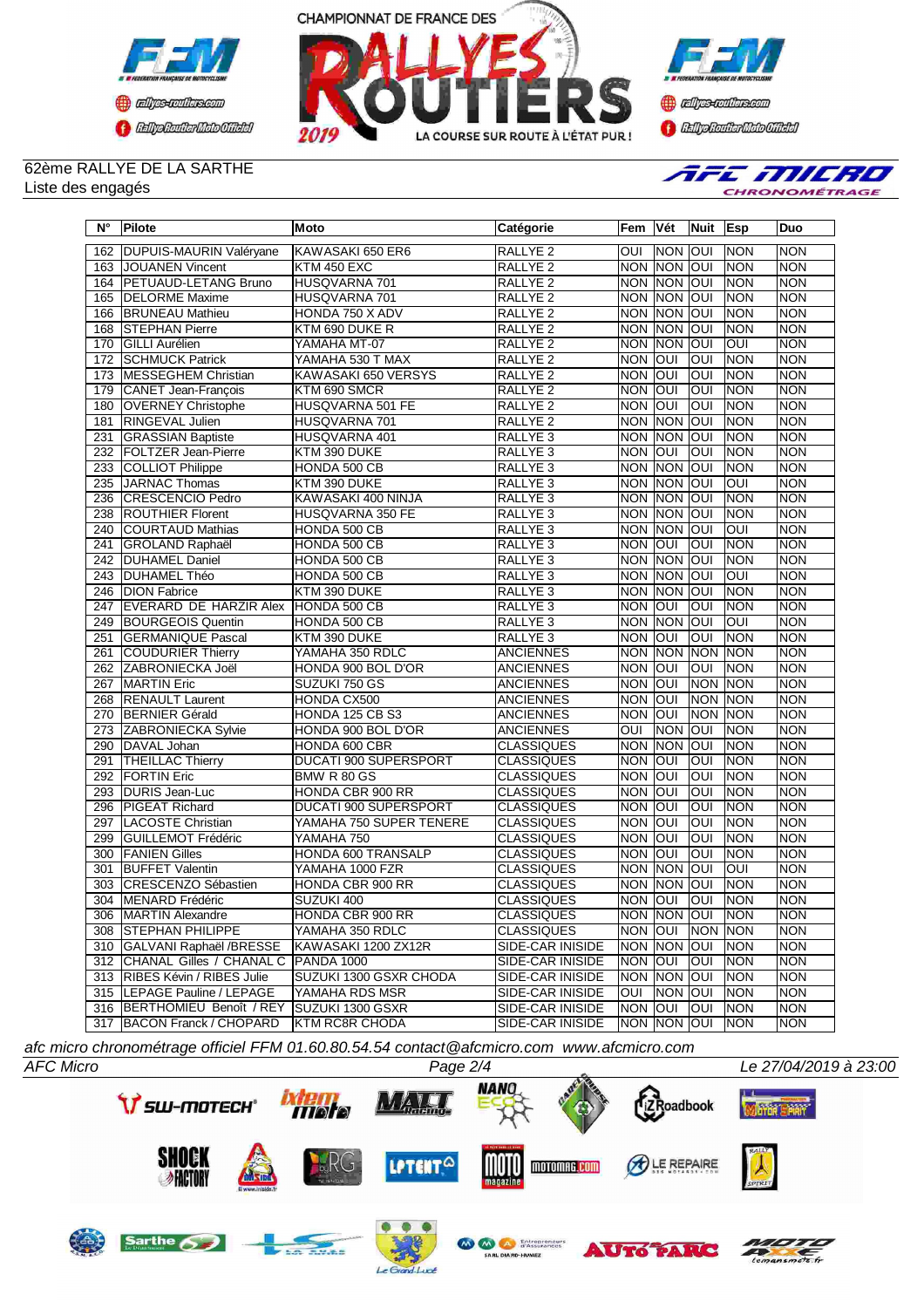62ème RALLYE DE LA SARTHE
Liste des engagés

| N° | Pilote | Moto | Catégorie | Fem | Vét | Nuit | Esp | Duo |
|---|---|---|---|---|---|---|---|---|
| 162 | DUPUIS-MAURIN Valéryane | KAWASAKI 650 ER6 | RALLYE 2 | OUI | NON | OUI | NON | NON |
| 163 | JOUANEN Vincent | KTM 450 EXC | RALLYE 2 | NON | NON | OUI | NON | NON |
| 164 | PETUAUD-LETANG Bruno | HUSQVARNA 701 | RALLYE 2 | NON | NON | OUI | NON | NON |
| 165 | DELORME Maxime | HUSQVARNA 701 | RALLYE 2 | NON | NON | OUI | NON | NON |
| 166 | BRUNEAU Mathieu | HONDA 750 X ADV | RALLYE 2 | NON | NON | OUI | NON | NON |
| 168 | STEPHAN Pierre | KTM 690 DUKE R | RALLYE 2 | NON | NON | OUI | NON | NON |
| 170 | GILLI Aurélien | YAMAHA MT-07 | RALLYE 2 | NON | NON | OUI | OUI | NON |
| 172 | SCHMUCK Patrick | YAMAHA 530 T MAX | RALLYE 2 | NON | OUI | OUI | NON | NON |
| 173 | MESSEGHEM Christian | KAWASAKI 650 VERSYS | RALLYE 2 | NON | OUI | OUI | NON | NON |
| 179 | CANET Jean-François | KTM 690 SMCR | RALLYE 2 | NON | OUI | OUI | NON | NON |
| 180 | OVERNEY Christophe | HUSQVARNA 501 FE | RALLYE 2 | NON | OUI | OUI | NON | NON |
| 181 | RINGEVAL Julien | HUSQVARNA 701 | RALLYE 2 | NON | NON | OUI | NON | NON |
| 231 | GRASSIAN Baptiste | HUSQVARNA 401 | RALLYE 3 | NON | NON | OUI | NON | NON |
| 232 | FOLTZER Jean-Pierre | KTM 390 DUKE | RALLYE 3 | NON | OUI | OUI | NON | NON |
| 233 | COLLIOT Philippe | HONDA 500 CB | RALLYE 3 | NON | NON | OUI | NON | NON |
| 235 | JARNAC Thomas | KTM 390 DUKE | RALLYE 3 | NON | NON | OUI | OUI | NON |
| 236 | CRESCENCIO Pedro | KAWASAKI 400 NINJA | RALLYE 3 | NON | NON | OUI | NON | NON |
| 238 | ROUTHIER Florent | HUSQVARNA 350 FE | RALLYE 3 | NON | NON | OUI | NON | NON |
| 240 | COURTAUD Mathias | HONDA 500 CB | RALLYE 3 | NON | NON | OUI | OUI | NON |
| 241 | GROLAND Raphaël | HONDA 500 CB | RALLYE 3 | NON | OUI | OUI | NON | NON |
| 242 | DUHAMEL Daniel | HONDA 500 CB | RALLYE 3 | NON | NON | OUI | NON | NON |
| 243 | DUHAMEL Théo | HONDA 500 CB | RALLYE 3 | NON | NON | OUI | OUI | NON |
| 246 | DION Fabrice | KTM 390 DUKE | RALLYE 3 | NON | NON | OUI | NON | NON |
| 247 | EVERARD DE HARZIR Alex | HONDA 500 CB | RALLYE 3 | NON | OUI | OUI | NON | NON |
| 249 | BOURGEOIS Quentin | HONDA 500 CB | RALLYE 3 | NON | NON | OUI | OUI | NON |
| 251 | GERMANIQUE Pascal | KTM 390 DUKE | RALLYE 3 | NON | OUI | OUI | NON | NON |
| 261 | COUDURIER Thierry | YAMAHA 350 RDLC | ANCIENNES | NON | NON | NON | NON | NON |
| 262 | ZABRONIECKA Joël | HONDA 900 BOL D'OR | ANCIENNES | NON | OUI | OUI | NON | NON |
| 267 | MARTIN Eric | SUZUKI 750 GS | ANCIENNES | NON | OUI | NON | NON | NON |
| 268 | RENAULT Laurent | HONDA CX500 | ANCIENNES | NON | OUI | NON | NON | NON |
| 270 | BERNIER Gérald | HONDA 125 CB S3 | ANCIENNES | NON | OUI | NON | NON | NON |
| 273 | ZABRONIECKA Sylvie | HONDA 900 BOL D'OR | ANCIENNES | OUI | NON | OUI | NON | NON |
| 290 | DAVAL Johan | HONDA 600 CBR | CLASSIQUES | NON | NON | OUI | NON | NON |
| 291 | THEILLAC Thierry | DUCATI 900 SUPERSPORT | CLASSIQUES | NON | OUI | OUI | NON | NON |
| 292 | FORTIN Eric | BMW R 80 GS | CLASSIQUES | NON | OUI | OUI | NON | NON |
| 293 | DURIS Jean-Luc | HONDA CBR 900 RR | CLASSIQUES | NON | OUI | OUI | NON | NON |
| 296 | PIGEAT Richard | DUCATI 900 SUPERSPORT | CLASSIQUES | NON | OUI | OUI | NON | NON |
| 297 | LACOSTE Christian | YAMAHA 750 SUPER TENERE | CLASSIQUES | NON | OUI | OUI | NON | NON |
| 299 | GUILLEMOT Frédéric | YAMAHA 750 | CLASSIQUES | NON | OUI | OUI | NON | NON |
| 300 | FANIEN Gilles | HONDA 600 TRANSALP | CLASSIQUES | NON | OUI | OUI | NON | NON |
| 301 | BUFFET Valentin | YAMAHA 1000 FZR | CLASSIQUES | NON | NON | OUI | OUI | NON |
| 303 | CRESCENZO Sébastien | HONDA CBR 900 RR | CLASSIQUES | NON | NON | OUI | NON | NON |
| 304 | MENARD Frédéric | SUZUKI 400 | CLASSIQUES | NON | OUI | OUI | NON | NON |
| 306 | MARTIN Alexandre | HONDA CBR 900 RR | CLASSIQUES | NON | NON | OUI | NON | NON |
| 308 | STEPHAN PHILIPPE | YAMAHA 350 RDLC | CLASSIQUES | NON | OUI | NON | NON | NON |
| 310 | GALVANI Raphaël /BRESSE | KAWASAKI 1200 ZX12R | SIDE-CAR INISIDE | NON | NON | OUI | NON | NON |
| 312 | CHANAL Gilles / CHANAL C | PANDA 1000 | SIDE-CAR INISIDE | NON | OUI | OUI | NON | NON |
| 313 | RIBES Kévin / RIBES Julie | SUZUKI 1300 GSXR CHODA | SIDE-CAR INISIDE | NON | NON | OUI | NON | NON |
| 315 | LEPAGE Pauline / LEPAGE | YAMAHA RDS MSR | SIDE-CAR INISIDE | OUI | NON | OUI | NON | NON |
| 316 | BERTHOMIEU Benoît / REY | SUZUKI 1300 GSXR | SIDE-CAR INISIDE | NON | OUI | OUI | NON | NON |
| 317 | BACON Franck / CHOPARD | KTM RC8R CHODA | SIDE-CAR INISIDE | NON | NON | OUI | NON | NON |

*afc micro chronométrage officiel FFM 01.60.80.54.54 contact@afcmicro.com www.afcmicro.com*

*AFC Micro* — Le 27/04/2019 à 23:00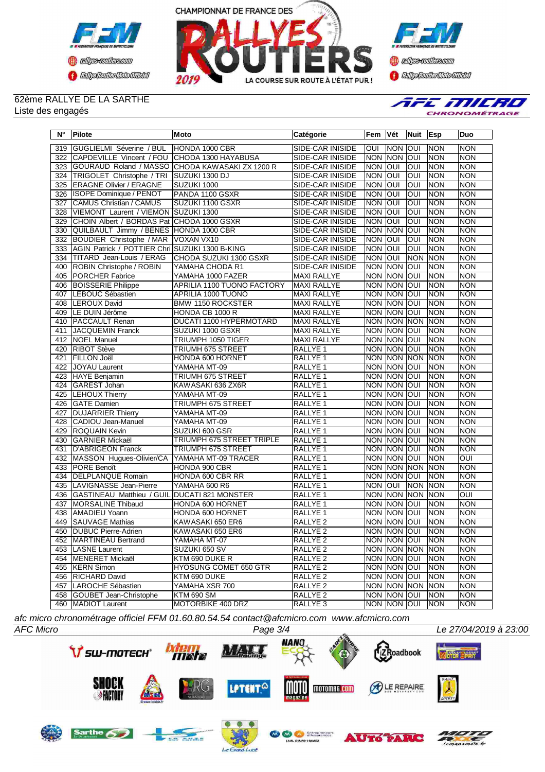62ème RALLYE DE LA SARTHE
Liste des engagés

| N° | Pilote | Moto | Catégorie | Fem | Vét | Nuit | Esp | Duo |
|---|---|---|---|---|---|---|---|---|
| 319 | GUGLIELMI Séverine / BUL | HONDA 1000 CBR | SIDE-CAR INISIDE | OUI | NON | OUI | NON | NON |
| 322 | CAPDEVILLE Vincent / FOU | CHODA 1300 HAYABUSA | SIDE-CAR INISIDE | NON | NON | OUI | NON | NON |
| 323 | GOURAUD Roland / MASSO | CHODA KAWASAKI ZX 1200 R | SIDE-CAR INISIDE | NON | OUI | OUI | NON | NON |
| 324 | TRIGOLET Christophe / TRI | SUZUKI 1300 DJ | SIDE-CAR INISIDE | NON | OUI | OUI | NON | NON |
| 325 | ERAGNE Olivier / ERAGNE | SUZUKI 1000 | SIDE-CAR INISIDE | NON | OUI | OUI | NON | NON |
| 326 | ISOPE Dominique / PENOT | PANDA 1100 GSXR | SIDE-CAR INISIDE | NON | OUI | OUI | NON | NON |
| 327 | CAMUS Christian / CAMUS | SUZUKI 1100 GSXR | SIDE-CAR INISIDE | NON | OUI | OUI | NON | NON |
| 328 | VIEMONT Laurent / VIEMON | SUZUKI 1300 | SIDE-CAR INISIDE | NON | OUI | OUI | NON | NON |
| 329 | CHOIN Albert / BORDAS Pat | CHODA 1000 GSXR | SIDE-CAR INISIDE | NON | OUI | OUI | NON | NON |
| 330 | QUILBAULT Jimmy / BENES | HONDA 1000 CBR | SIDE-CAR INISIDE | NON | NON | OUI | NON | NON |
| 332 | BOUDIER Christophe / MAR | VOXAN VX10 | SIDE-CAR INISIDE | NON | OUI | OUI | NON | NON |
| 333 | AGIN Patrick / POTTIER Chri | SUZUKI 1300 B-KING | SIDE-CAR INISIDE | NON | OUI | OUI | NON | NON |
| 334 | TITARD Jean-Louis / ERAG | CHODA SUZUKI 1300 GSXR | SIDE-CAR INISIDE | NON | OUI | NON | NON | NON |
| 400 | ROBIN Christophe / ROBIN | YAMAHA CHODA R1 | SIDE-CAR INISIDE | NON | NON | OUI | NON | NON |
| 405 | PORCHER Fabrice | YAMAHA 1000 FAZER | MAXI RALLYE | NON | NON | OUI | NON | NON |
| 406 | BOISSERIE Philippe | APRILIA 1100 TUONO FACTORY | MAXI RALLYE | NON | NON | OUI | NON | NON |
| 407 | LEBOUC Sébastien | APRILIA 1000 TUONO | MAXI RALLYE | NON | NON | OUI | NON | NON |
| 408 | LEROUX David | BMW 1150 ROCKSTER | MAXI RALLYE | NON | NON | OUI | NON | NON |
| 409 | LE DUIN Jérôme | HONDA CB 1000 R | MAXI RALLYE | NON | NON | OUI | NON | NON |
| 410 | PACCAULT Renan | DUCATI 1100 HYPERMOTARD | MAXI RALLYE | NON | NON | NON | NON | NON |
| 411 | JACQUEMIN Franck | SUZUKI 1000 GSXR | MAXI RALLYE | NON | NON | OUI | NON | NON |
| 412 | NOEL Manuel | TRIUMPH 1050 TIGER | MAXI RALLYE | NON | NON | OUI | NON | NON |
| 420 | RIBOT Stève | TRIUMH 675 STREET | RALLYE 1 | NON | NON | OUI | NON | NON |
| 421 | FILLON Joël | HONDA 600 HORNET | RALLYE 1 | NON | NON | NON | NON | NON |
| 422 | JOYAU Laurent | YAMAHA MT-09 | RALLYE 1 | NON | NON | OUI | NON | NON |
| 423 | HAYE Benjamin | TRIUMH 675 STREET | RALLYE 1 | NON | NON | OUI | NON | NON |
| 424 | GAREST Johan | KAWASAKI 636 ZX6R | RALLYE 1 | NON | NON | OUI | NON | NON |
| 425 | LEHOUX Thierry | YAMAHA MT-09 | RALLYE 1 | NON | NON | OUI | NON | NON |
| 426 | GATE Damien | TRIUMPH 675 STREET | RALLYE 1 | NON | NON | OUI | NON | NON |
| 427 | DUJARRIER Thierry | YAMAHA MT-09 | RALLYE 1 | NON | NON | OUI | NON | NON |
| 428 | CADIOU Jean-Manuel | YAMAHA MT-09 | RALLYE 1 | NON | NON | OUI | NON | NON |
| 429 | ROQUAIN Kevin | SUZUKI 600 GSR | RALLYE 1 | NON | NON | OUI | NON | NON |
| 430 | GARNIER Mickaël | TRIUMPH 675 STREET TRIPLE | RALLYE 1 | NON | NON | OUI | NON | NON |
| 431 | D'ABRIGEON Franck | TRIUMPH 675 STREET | RALLYE 1 | NON | NON | OUI | NON | NON |
| 432 | MASSON Hugues-Olivier/CA | YAMAHA MT-09 TRACER | RALLYE 1 | NON | NON | OUI | NON | OUI |
| 433 | PORE Benoît | HONDA 900 CBR | RALLYE 1 | NON | NON | NON | NON | NON |
| 434 | DELPLANQUE Romain | HONDA 600 CBR RR | RALLYE 1 | NON | NON | OUI | NON | NON |
| 435 | LAVIGNASSE Jean-Pierre | YAMAHA 600 R6 | RALLYE 1 | NON | OUI | NON | NON | NON |
| 436 | GASTINEAU Matthieu / GUIL | DUCATI 821 MONSTER | RALLYE 1 | NON | NON | NON | NON | OUI |
| 437 | MORSALINE Thibaud | HONDA 600 HORNET | RALLYE 1 | NON | NON | OUI | NON | NON |
| 438 | AMADIEU Yoann | HONDA 600 HORNET | RALLYE 1 | NON | NON | OUI | NON | NON |
| 449 | SAUVAGE Mathias | KAWASAKI 650 ER6 | RALLYE 2 | NON | NON | OUI | NON | NON |
| 450 | DUBUC Pierre-Adrien | KAWASAKI 650 ER6 | RALLYE 2 | NON | NON | OUI | NON | NON |
| 452 | MARTINEAU Bertrand | YAMAHA MT-07 | RALLYE 2 | NON | NON | OUI | NON | NON |
| 453 | LASNE Laurent | SUZUKI 650 SV | RALLYE 2 | NON | NON | NON | NON | NON |
| 454 | MENERET Mickaël | KTM 690 DUKE R | RALLYE 2 | NON | NON | OUI | NON | NON |
| 455 | KERN Simon | HYOSUNG COMET 650 GTR | RALLYE 2 | NON | NON | OUI | NON | NON |
| 456 | RICHARD David | KTM 690 DUKE | RALLYE 2 | NON | NON | OUI | NON | NON |
| 457 | LAROCHE Sébastien | YAMAHA XSR 700 | RALLYE 2 | NON | NON | NON | NON | NON |
| 458 | GOUBET Jean-Christophe | KTM 690 SM | RALLYE 2 | NON | NON | OUI | NON | NON |
| 460 | MADIOT Laurent | MOTORBIKE 400 DRZ | RALLYE 3 | NON | NON | OUI | NON | NON |

*afc micro chronométrage officiel FFM 01.60.80.54.54 contact@afcmicro.com www.afcmicro.com*

*AFC Micro* — Le 27/04/2019 à 23:00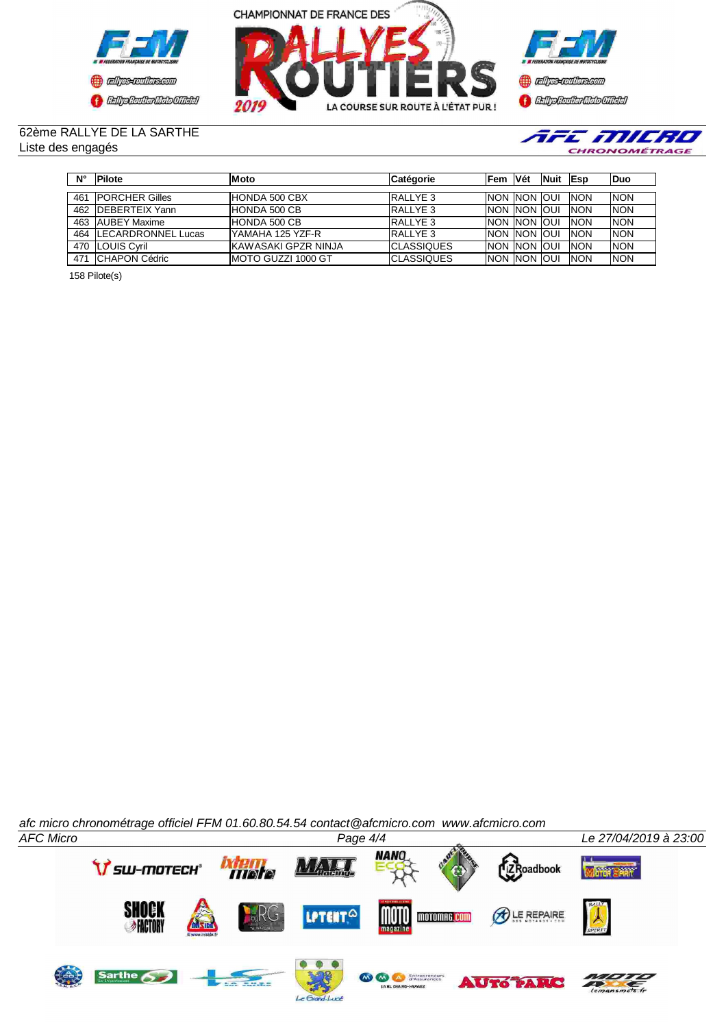62ème RALLYE DE LA SARTHE
Liste des engagés

| N° | Pilote | Moto | Catégorie | Fem | Vét | Nuit | Esp | Duo |
|---|---|---|---|---|---|---|---|---|
| 461 | PORCHER Gilles | HONDA 500 CBX | RALLYE 3 | NON | NON | OUI | NON | NON |
| 462 | DEBERTEIX Yann | HONDA 500 CB | RALLYE 3 | NON | NON | OUI | NON | NON |
| 463 | AUBEY Maxime | HONDA 500 CB | RALLYE 3 | NON | NON | OUI | NON | NON |
| 464 | LECARDRONNEL Lucas | YAMAHA 125 YZF-R | RALLYE 3 | NON | NON | OUI | NON | NON |
| 470 | LOUIS Cyril | KAWASAKI GPZR NINJA | CLASSIQUES | NON | NON | OUI | NON | NON |
| 471 | CHAPON Cédric | MOTO GUZZI 1000 GT | CLASSIQUES | NON | NON | OUI | NON | NON |

158 Pilote(s)

*afc micro chronométrage officiel FFM 01.60.80.54.54 contact@afcmicro.com www.afcmicro.com*

*AFC Micro* — *Le 27/04/2019 à 23:00*